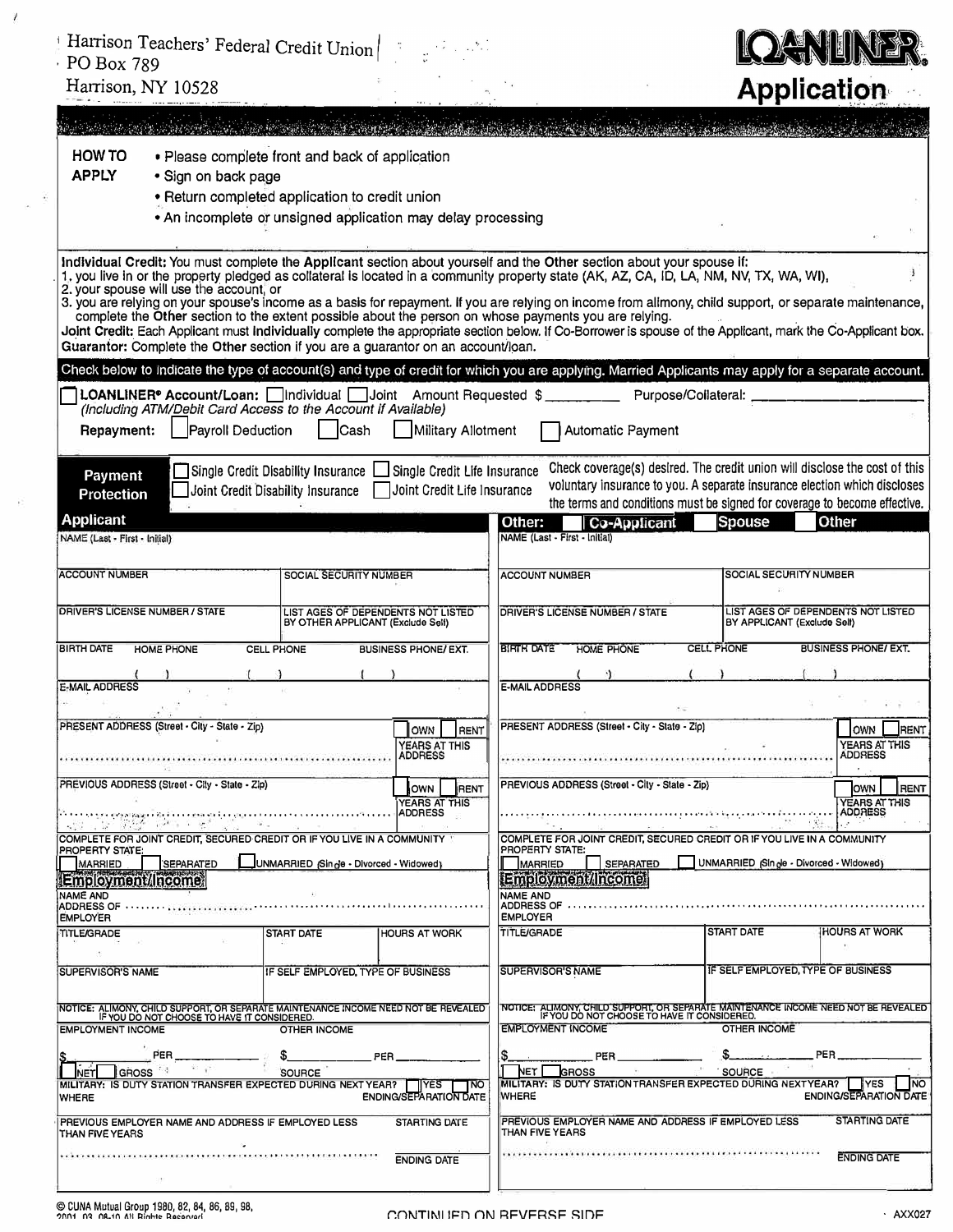Harrison Teachers' Federal Credit Union
PO Box 789
Harrison, NY 10528

# LOANLINER® Application

**HOW TO APPLY**

- Please complete front and back of application
- Sign on back page
- Return completed application to credit union
- An incomplete or unsigned application may delay processing

**Individual Credit:** You must complete the **Applicant** section about yourself and the **Other** section about your spouse if:
1. you live in or the property pledged as collateral is located in a community property state (AK, AZ, CA, ID, LA, NM, NV, TX, WA, WI),
2. your spouse will use the account, or
3. you are relying on your spouse's income as a basis for repayment. If you are relying on income from alimony, child support, or separate maintenance, complete the **Other** section to the extent possible about the person on whose payments you are relying.

**Joint Credit:** Each Applicant must individually complete the appropriate section below. If Co-Borrower is spouse of the Applicant, mark the Co-Applicant box.
**Guarantor:** Complete the **Other** section if you are a guarantor on an account/loan.

**Check below to indicate the type of account(s) and type of credit for which you are applying. Married Applicants may apply for a separate account.**

☐ **LOANLINER® Account/Loan:** ☐ Individual ☐ Joint Amount Requested $__________ Purpose/Collateral: __________
*(Including ATM/Debit Card Access to the Account if Available)*

**Repayment:** ☐ Payroll Deduction ☐ Cash ☐ Military Allotment ☐ Automatic Payment

**Payment Protection**
☐ Single Credit Disability Insurance ☐ Single Credit Life Insurance
☐ Joint Credit Disability Insurance ☐ Joint Credit Life Insurance

Check coverage(s) desired. The credit union will disclose the cost of this voluntary insurance to you. A separate insurance election which discloses the terms and conditions must be signed for coverage to become effective.

| **Applicant** | **Other:** ☐ Co-Applicant ☐ Spouse ☐ Other |
|---|---|
| NAME (Last - First - Initial) | NAME (Last - First - Initial) |
| ACCOUNT NUMBER / SOCIAL SECURITY NUMBER | ACCOUNT NUMBER / SOCIAL SECURITY NUMBER |
| DRIVER'S LICENSE NUMBER / STATE / LIST AGES OF DEPENDENTS NOT LISTED BY OTHER APPLICANT (Exclude Self) | DRIVER'S LICENSE NUMBER / STATE / LIST AGES OF DEPENDENTS NOT LISTED BY APPLICANT (Exclude Self) |
| BIRTH DATE / HOME PHONE ( ) / CELL PHONE ( ) / BUSINESS PHONE/ EXT. ( ) | BIRTH DATE / HOME PHONE ( ) / CELL PHONE ( ) / BUSINESS PHONE/ EXT. ( ) |
| E-MAIL ADDRESS | E-MAIL ADDRESS |
| PRESENT ADDRESS (Street - City - State - Zip) ☐ OWN ☐ RENT / YEARS AT THIS ADDRESS | PRESENT ADDRESS (Street - City - State - Zip) ☐ OWN ☐ RENT / YEARS AT THIS ADDRESS |
| PREVIOUS ADDRESS (Street - City - State - Zip) ☐ OWN ☐ RENT / YEARS AT THIS ADDRESS | PREVIOUS ADDRESS (Street - City - State - Zip) ☐ OWN ☐ RENT / YEARS AT THIS ADDRESS |
| COMPLETE FOR JOINT CREDIT, SECURED CREDIT OR IF YOU LIVE IN A COMMUNITY PROPERTY STATE: ☐ MARRIED ☐ SEPARATED ☐ UNMARRIED (Single - Divorced - Widowed) | COMPLETE FOR JOINT CREDIT, SECURED CREDIT OR IF YOU LIVE IN A COMMUNITY PROPERTY STATE: ☐ MARRIED ☐ SEPARATED ☐ UNMARRIED (Single - Divorced - Widowed) |
| **Employment/Income** | **Employment/Income** |
| NAME AND ADDRESS OF EMPLOYER | NAME AND ADDRESS OF EMPLOYER |
| TITLE/GRADE / START DATE / HOURS AT WORK | TITLE/GRADE / START DATE / HOURS AT WORK |
| SUPERVISOR'S NAME / IF SELF EMPLOYED, TYPE OF BUSINESS | SUPERVISOR'S NAME / IF SELF EMPLOYED, TYPE OF BUSINESS |
| NOTICE: ALIMONY, CHILD SUPPORT, OR SEPARATE MAINTENANCE INCOME NEED NOT BE REVEALED IF YOU DO NOT CHOOSE TO HAVE IT CONSIDERED. | NOTICE: ALIMONY, CHILD SUPPORT, OR SEPARATE MAINTENANCE INCOME NEED NOT BE REVEALED IF YOU DO NOT CHOOSE TO HAVE IT CONSIDERED. |
| EMPLOYMENT INCOME $______ PER ______ ☐ NET ☐ GROSS / OTHER INCOME $______ PER ______ SOURCE | EMPLOYMENT INCOME $______ PER ______ ☐ NET ☐ GROSS / OTHER INCOME $______ PER ______ SOURCE |
| MILITARY: IS DUTY STATION TRANSFER EXPECTED DURING NEXT YEAR? ☐ YES ☐ NO / WHERE / ENDING/SEPARATION DATE | MILITARY: IS DUTY STATION TRANSFER EXPECTED DURING NEXT YEAR? ☐ YES ☐ NO / WHERE / ENDING/SEPARATION DATE |
| PREVIOUS EMPLOYER NAME AND ADDRESS IF EMPLOYED LESS THAN FIVE YEARS / STARTING DATE / ENDING DATE | PREVIOUS EMPLOYER NAME AND ADDRESS IF EMPLOYED LESS THAN FIVE YEARS / STARTING DATE / ENDING DATE |

© CUNA Mutual Group 1980, 82, 84, 86, 89, 98, 2001, 03, 08-10 All Rights Reserved

CONTINUED ON REVERSE SIDE

AXX027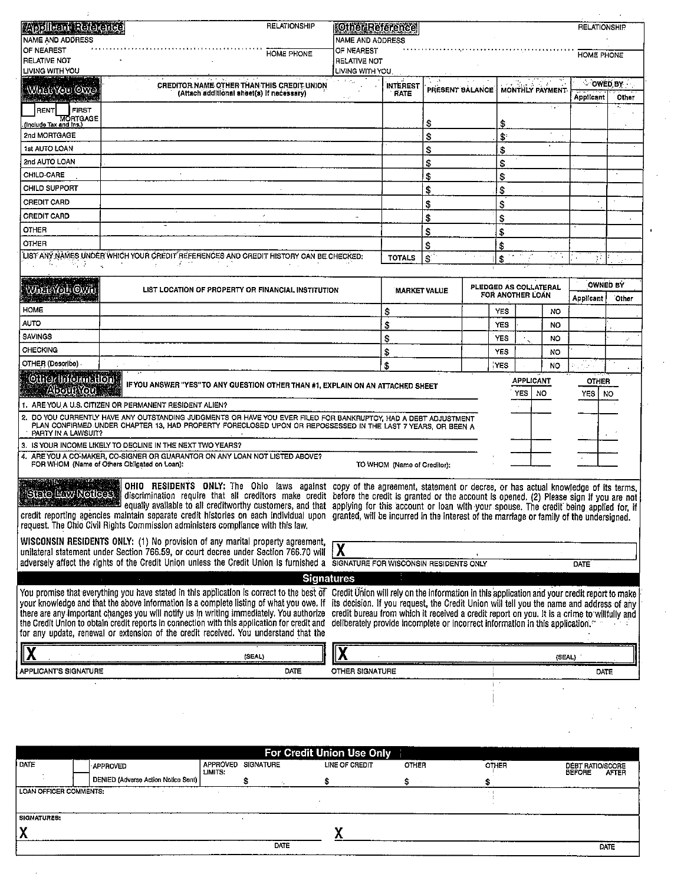| Applicant Reference | RELATIONSHIP | Other Reference | RELATIONSHIP |
|---|---|---|---|
| NAME AND ADDRESS OF NEAREST RELATIVE NOT LIVING WITH YOU | HOME PHONE | NAME AND ADDRESS OF NEAREST RELATIVE NOT LIVING WITH YOU | HOME PHONE |

## What You Owe

| What You Owe | CREDITOR NAME OTHER THAN THIS CREDIT UNION (Attach additional sheet(s) if necessary) | INTEREST RATE | PRESENT BALANCE | MONTHLY PAYMENT | OWED BY | |
|---|---|---|---|---|---|---|
| | | | | | Applicant | Other |
| RENT / FIRST MORTGAGE (Include Tax and Ins.) | | | $ | $ | | |
| 2nd MORTGAGE | | | $ | $ | | |
| 1st AUTO LOAN | | | $ | $ | | |
| 2nd AUTO LOAN | | | $ | $ | | |
| CHILD-CARE | | | $ | $ | | |
| CHILD SUPPORT | | | $ | $ | | |
| CREDIT CARD | | | $ | $ | | |
| CREDIT CARD | | | $ | $ | | |
| OTHER | | | $ | $ | | |
| OTHER | | | $ | $ | | |
| LIST ANY NAMES UNDER WHICH YOUR CREDIT REFERENCES AND CREDIT HISTORY CAN BE CHECKED: | | TOTALS | $ | $ | | |

## What You Own

| What You Own | LIST LOCATION OF PROPERTY OR FINANCIAL INSTITUTION | MARKET VALUE | PLEDGED AS COLLATERAL FOR ANOTHER LOAN | | OWNED BY | |
|---|---|---|---|---|---|---|
| | | | | | Applicant | Other |
| HOME | | $ | YES | NO | | |
| AUTO | | $ | YES | NO | | |
| SAVINGS | | $ | YES | NO | | |
| CHECKING | | $ | YES | NO | | |
| OTHER (Describe) | | $ | YES | NO | | |

## Other Information About You

IF YOU ANSWER "YES" TO ANY QUESTION OTHER THAN #1, EXPLAIN ON AN ATTACHED SHEET

| | APPLICANT YES | APPLICANT NO | OTHER YES | OTHER NO |
|---|---|---|---|---|
| 1. ARE YOU A U.S. CITIZEN OR PERMANENT RESIDENT ALIEN? | | | | |
| 2. DO YOU CURRENTLY HAVE ANY OUTSTANDING JUDGMENTS OR HAVE YOU EVER FILED FOR BANKRUPTCY, HAD A DEBT ADJUSTMENT PLAN CONFIRMED UNDER CHAPTER 13, HAD PROPERTY FORECLOSED UPON OR REPOSSESSED IN THE LAST 7 YEARS, OR BEEN A PARTY IN A LAWSUIT? | | | | |
| 3. IS YOUR INCOME LIKELY TO DECLINE IN THE NEXT TWO YEARS? | | | | |
| 4. ARE YOU A CO-MAKER, CO-SIGNER OR GUARANTOR ON ANY LOAN NOT LISTED ABOVE? FOR WHOM (Name of Others Obligated on Loan): TO WHOM (Name of Creditor): | | | | |

## State Law Notices

**OHIO RESIDENTS ONLY:** The Ohio laws against discrimination require that all creditors make credit equally available to all creditworthy customers, and that credit reporting agencies maintain separate credit histories on each individual upon request. The Ohio Civil Rights Commission administers compliance with this law.

**WISCONSIN RESIDENTS ONLY:** (1) No provision of any marital property agreement, unilateral statement under Section 766.59, or court decree under Section 766.70 will adversely affect the rights of the Credit Union unless the Credit Union is furnished a copy of the agreement, statement or decree, or has actual knowledge of its terms, before the credit is granted or the account is opened. (2) Please sign if you are not applying for this account or loan with your spouse. The credit being applied for, if granted, will be incurred in the interest of the marriage or family of the undersigned.

X ______________________________
SIGNATURE FOR WISCONSIN RESIDENTS ONLY DATE

## Signatures

You promise that everything you have stated in this application is correct to the best of your knowledge and that the above information is a complete listing of what you owe. If there are any important changes you will notify us in writing immediately. You authorize the Credit Union to obtain credit reports in connection with this application for credit and for any update, renewal or extension of the credit received. You understand that the Credit Union will rely on the information in this application and your credit report to make its decision. If you request, the Credit Union will tell you the name and address of any credit bureau from which it received a credit report on you. It is a crime to willfully and deliberately provide incomplete or incorrect information in this application.

X ______________________________ (SEAL)
APPLICANT'S SIGNATURE DATE

X ______________________________ (SEAL)
OTHER SIGNATURE DATE

## For Credit Union Use Only

| DATE | | APPROVED LIMITS: | SIGNATURE | LINE OF CREDIT | OTHER | OTHER | DEBT RATIO/SCORE BEFORE AFTER |
|---|---|---|---|---|---|---|---|
| | APPROVED | | | | | | |
| | DENIED (Adverse Action Notice Sent) | $ | | $ | $ | $ | |

LOAN OFFICER COMMENTS:

SIGNATURES:

X ______________________________ DATE

X ______________________________ DATE